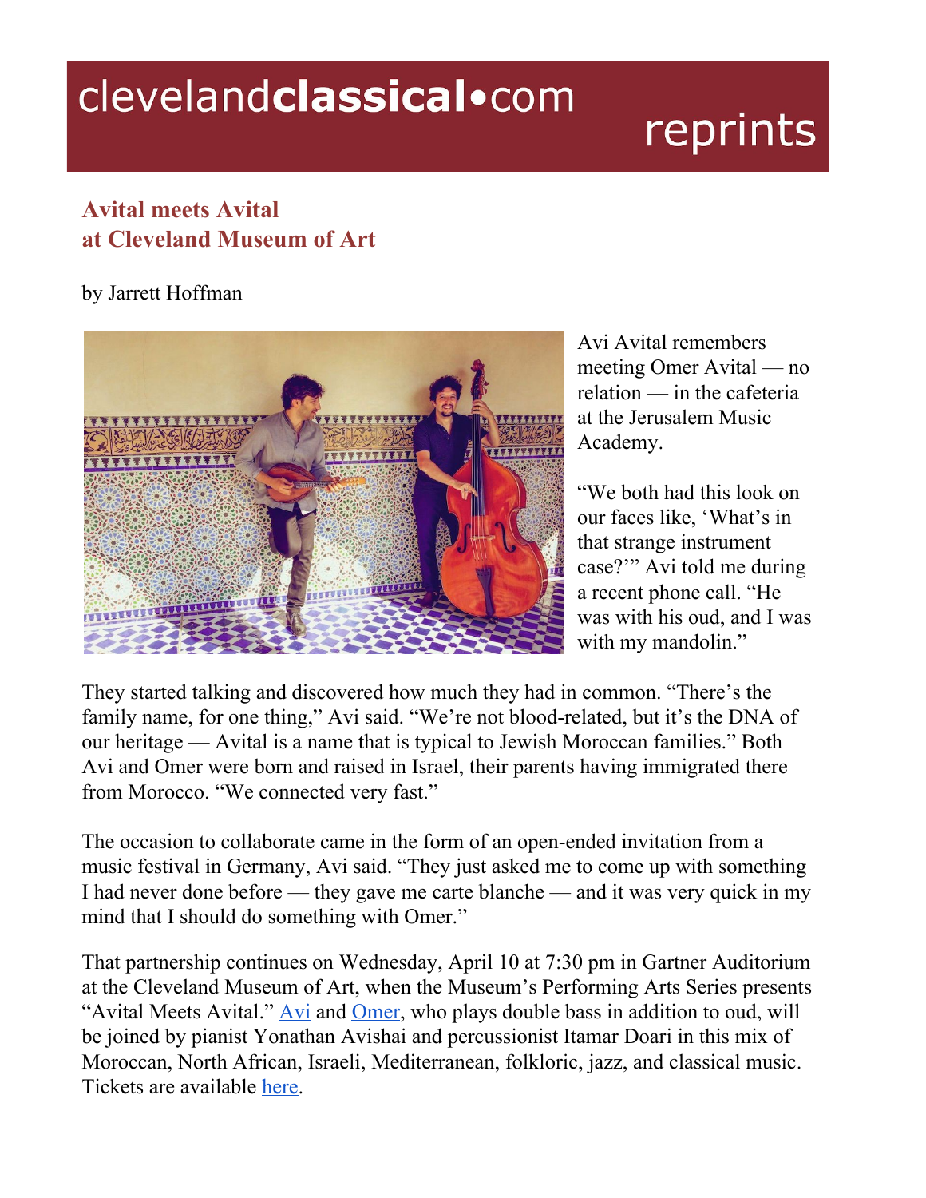clevelandclassical•com reprints

## Avital meets Avital at Cleveland Museum of Art

by Jarrett Hoffman

Avi Avital remembers meeting Omer Avital — no relation — in the cafeteria at the Jerusalem Music Academy.

"We both had this look on our faces like, 'What's in that strange instrument case?'" Avi told me during a recent phone call. "He was with his oud, and I was with my mandolin."

They started talking and discovered how much they had in common. "There's the family name, for one thing," Avi said. "We're not blood-related, but it's the DNA of our heritage — Avital is a name that is typical to Jewish Moroccan families." Both Avi and Omer were born and raised in Israel, their parents having immigrated there from Morocco. "We connected very fast."

The occasion to collaborate came in the form of an open-ended invitation from a music festival in Germany, Avi said. "They just asked me to come up with something I had never done before — they gave me carte blanche — and it was very quick in my mind that I should do something with Omer."

That partnership continues on Wednesday, April 10 at 7:30 pm in Gartner Auditorium at the Cleveland Museum of Art, when the Museum's Performing Arts Series presents "Avital Meets Avital." Avi and Omer, who plays double bass in addition to oud, will be joined by pianist Yonathan Avishai and percussionist Itamar Doari in this mix of Moroccan, North African, Israeli, Mediterranean, folkloric, jazz, and classical music. Tickets are available here.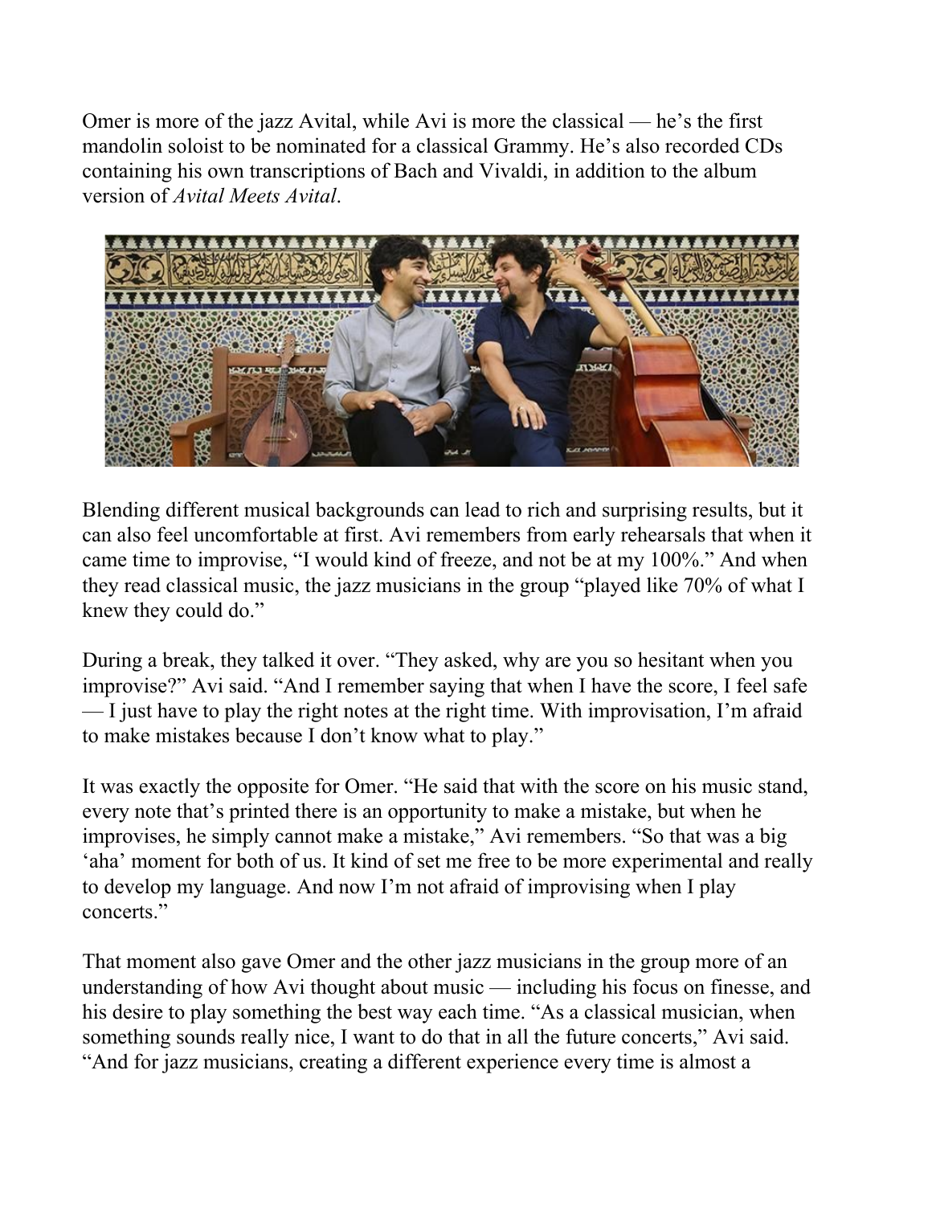Omer is more of the jazz Avital, while Avi is more the classical — he's the first mandolin soloist to be nominated for a classical Grammy. He's also recorded CDs containing his own transcriptions of Bach and Vivaldi, in addition to the album version of *Avital Meets Avital*.

Blending different musical backgrounds can lead to rich and surprising results, but it can also feel uncomfortable at first. Avi remembers from early rehearsals that when it came time to improvise, "I would kind of freeze, and not be at my 100%." And when they read classical music, the jazz musicians in the group "played like 70% of what I knew they could do."

During a break, they talked it over. "They asked, why are you so hesitant when you improvise?" Avi said. "And I remember saying that when I have the score, I feel safe — I just have to play the right notes at the right time. With improvisation, I'm afraid to make mistakes because I don't know what to play."

It was exactly the opposite for Omer. "He said that with the score on his music stand, every note that's printed there is an opportunity to make a mistake, but when he improvises, he simply cannot make a mistake," Avi remembers. "So that was a big 'aha' moment for both of us. It kind of set me free to be more experimental and really to develop my language. And now I'm not afraid of improvising when I play concerts."

That moment also gave Omer and the other jazz musicians in the group more of an understanding of how Avi thought about music — including his focus on finesse, and his desire to play something the best way each time. "As a classical musician, when something sounds really nice, I want to do that in all the future concerts," Avi said. "And for jazz musicians, creating a different experience every time is almost a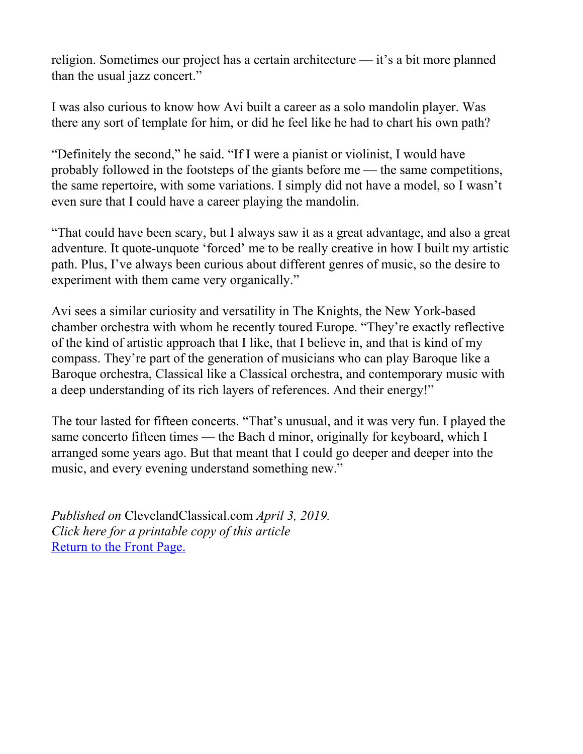religion. Sometimes our project has a certain architecture — it's a bit more planned than the usual jazz concert."

I was also curious to know how Avi built a career as a solo mandolin player. Was there any sort of template for him, or did he feel like he had to chart his own path?

"Definitely the second," he said. "If I were a pianist or violinist, I would have probably followed in the footsteps of the giants before me — the same competitions, the same repertoire, with some variations. I simply did not have a model, so I wasn't even sure that I could have a career playing the mandolin.

"That could have been scary, but I always saw it as a great advantage, and also a great adventure. It quote-unquote 'forced' me to be really creative in how I built my artistic path. Plus, I've always been curious about different genres of music, so the desire to experiment with them came very organically."

Avi sees a similar curiosity and versatility in The Knights, the New York-based chamber orchestra with whom he recently toured Europe. "They're exactly reflective of the kind of artistic approach that I like, that I believe in, and that is kind of my compass. They're part of the generation of musicians who can play Baroque like a Baroque orchestra, Classical like a Classical orchestra, and contemporary music with a deep understanding of its rich layers of references. And their energy!"

The tour lasted for fifteen concerts. "That's unusual, and it was very fun. I played the same concerto fifteen times — the Bach d minor, originally for keyboard, which I arranged some years ago. But that meant that I could go deeper and deeper into the music, and every evening understand something new."

*Published on* ClevelandClassical.com *April 3, 2019.*
*Click here for a printable copy of this article*
[Return to the Front Page.]